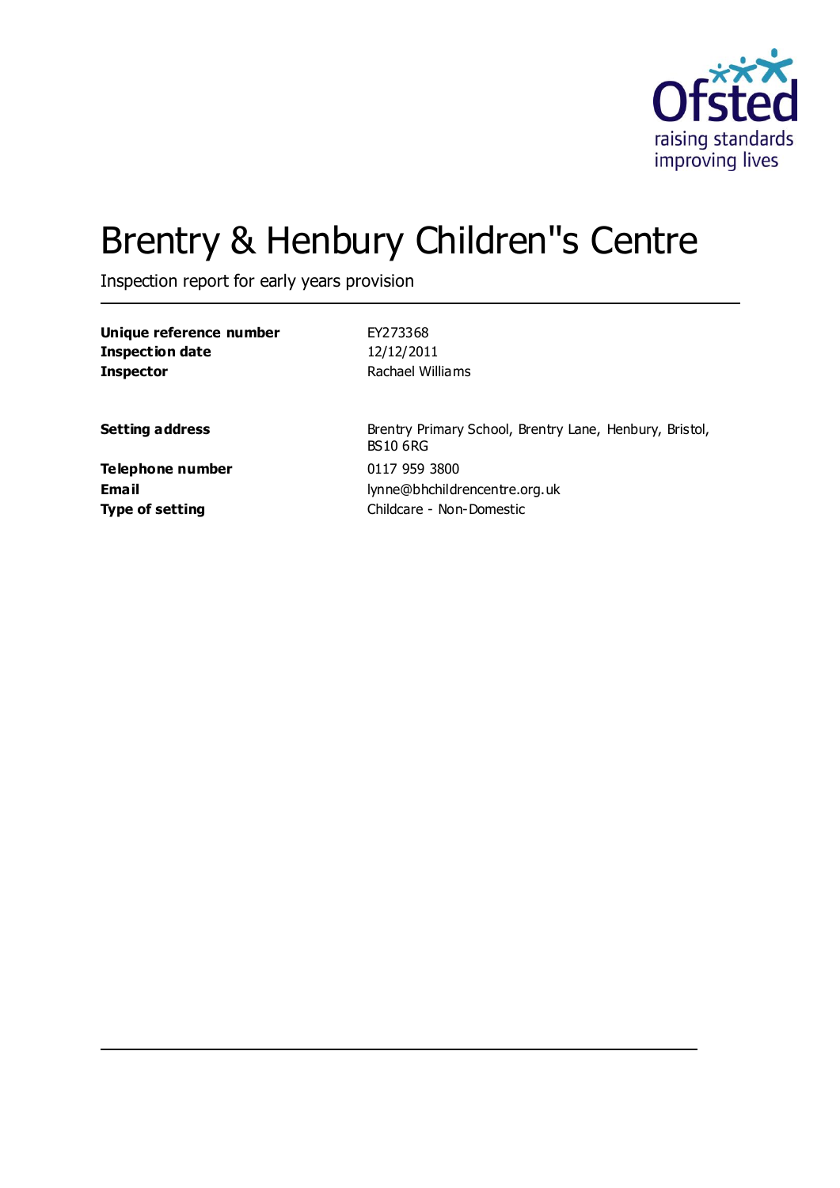Ofsted
raising standards
improving lives

# Brentry & Henbury Children"s Centre

Inspection report for early years provision

| | |
|---|---|
| **Unique reference number** | EY273368 |
| **Inspection date** | 12/12/2011 |
| **Inspector** | Rachael Williams |

| | |
|---|---|
| **Setting address** | Brentry Primary School, Brentry Lane, Henbury, Bristol, BS10 6RG |
| **Telephone number** | 0117 959 3800 |
| **Email** | lynne@bhchildrencentre.org.uk |
| **Type of setting** | Childcare - Non-Domestic |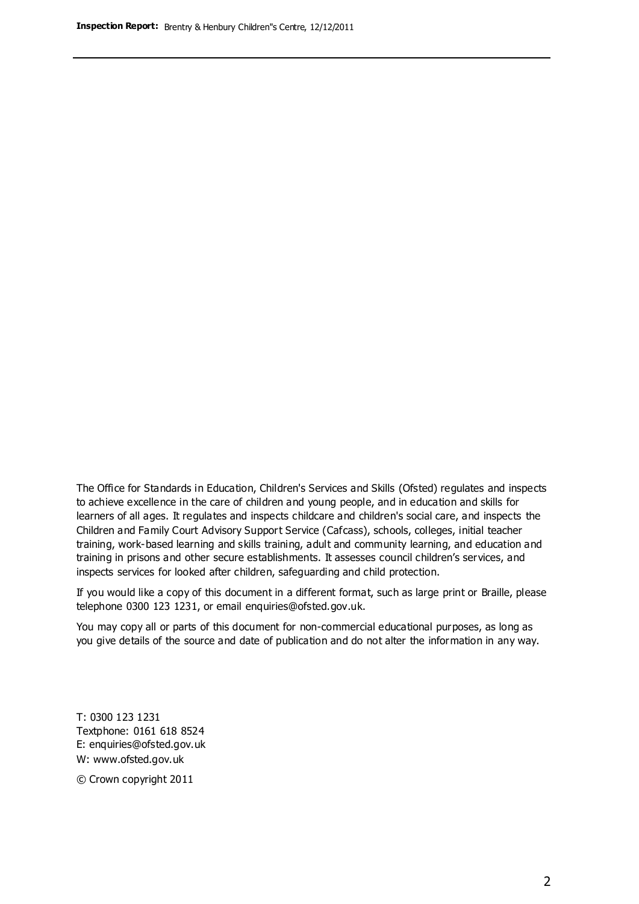The Office for Standards in Education, Children's Services and Skills (Ofsted) regulates and inspects to achieve excellence in the care of children and young people, and in education and skills for learners of all ages. It regulates and inspects childcare and children's social care, and inspects the Children and Family Court Advisory Support Service (Cafcass), schools, colleges, initial teacher training, work-based learning and skills training, adult and community learning, and education and training in prisons and other secure establishments. It assesses council children's services, and inspects services for looked after children, safeguarding and child protection.

If you would like a copy of this document in a different format, such as large print or Braille, please telephone 0300 123 1231, or email enquiries@ofsted.gov.uk.

You may copy all or parts of this document for non-commercial educational purposes, as long as you give details of the source and date of publication and do not alter the information in any way.

T: 0300 123 1231
Textphone: 0161 618 8524
E: enquiries@ofsted.gov.uk
W: www.ofsted.gov.uk

© Crown copyright 2011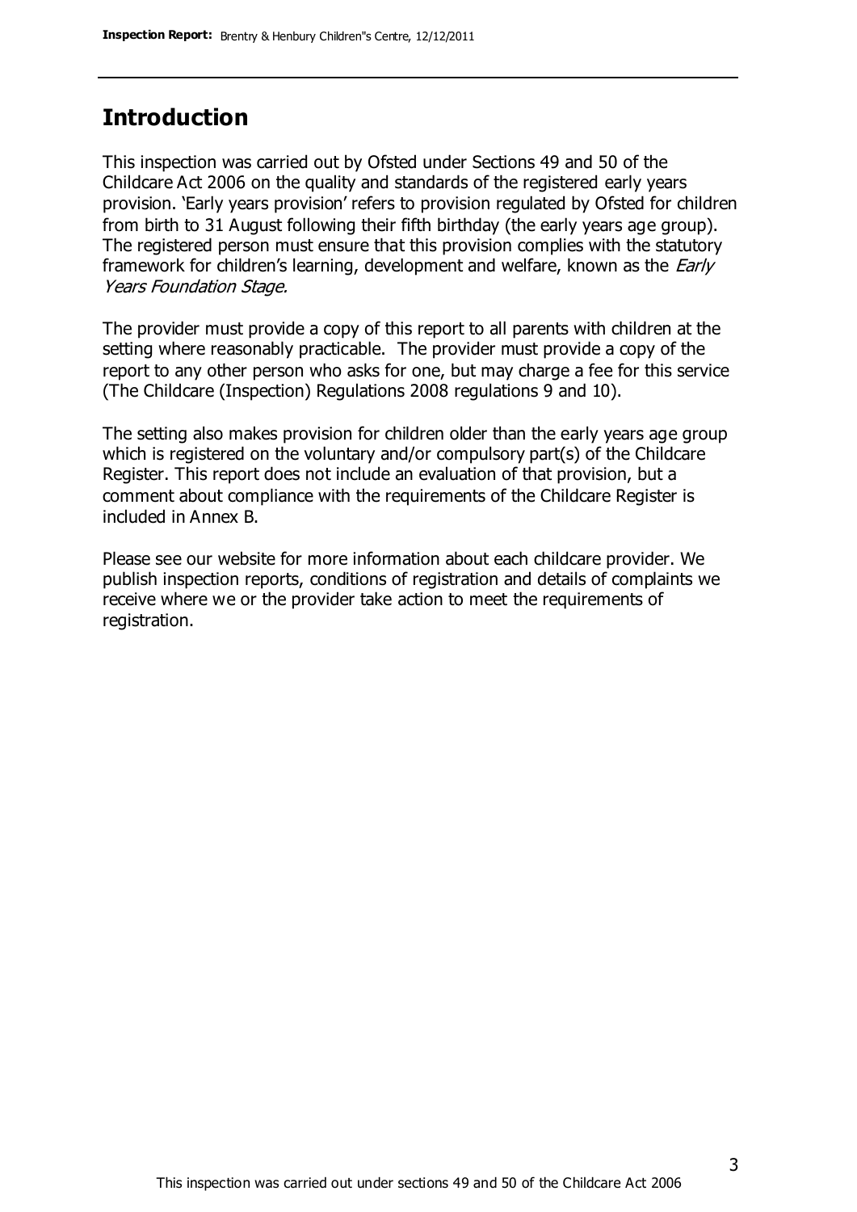## Introduction

This inspection was carried out by Ofsted under Sections 49 and 50 of the Childcare Act 2006 on the quality and standards of the registered early years provision. 'Early years provision' refers to provision regulated by Ofsted for children from birth to 31 August following their fifth birthday (the early years age group). The registered person must ensure that this provision complies with the statutory framework for children's learning, development and welfare, known as the *Early Years Foundation Stage.*

The provider must provide a copy of this report to all parents with children at the setting where reasonably practicable. The provider must provide a copy of the report to any other person who asks for one, but may charge a fee for this service (The Childcare (Inspection) Regulations 2008 regulations 9 and 10).

The setting also makes provision for children older than the early years age group which is registered on the voluntary and/or compulsory part(s) of the Childcare Register. This report does not include an evaluation of that provision, but a comment about compliance with the requirements of the Childcare Register is included in Annex B.

Please see our website for more information about each childcare provider. We publish inspection reports, conditions of registration and details of complaints we receive where we or the provider take action to meet the requirements of registration.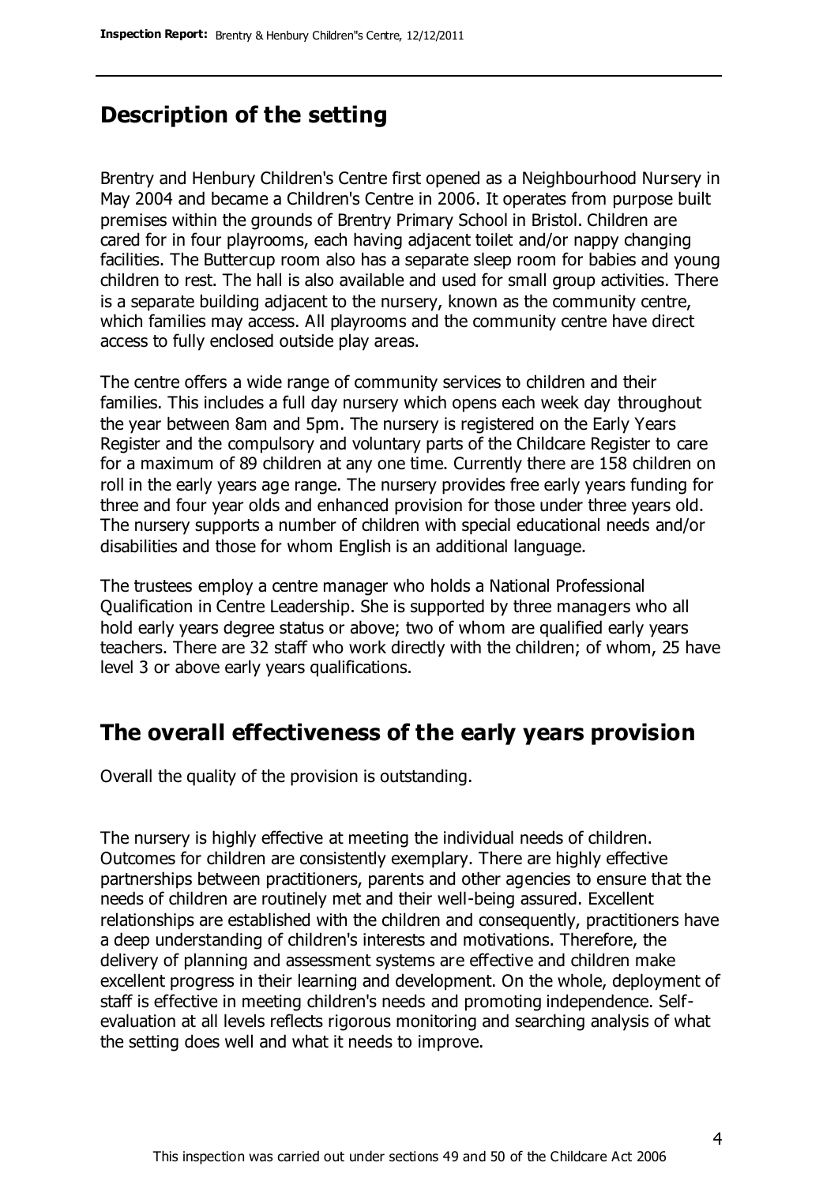## Description of the setting

Brentry and Henbury Children's Centre first opened as a Neighbourhood Nursery in May 2004 and became a Children's Centre in 2006. It operates from purpose built premises within the grounds of Brentry Primary School in Bristol. Children are cared for in four playrooms, each having adjacent toilet and/or nappy changing facilities. The Buttercup room also has a separate sleep room for babies and young children to rest. The hall is also available and used for small group activities. There is a separate building adjacent to the nursery, known as the community centre, which families may access. All playrooms and the community centre have direct access to fully enclosed outside play areas.

The centre offers a wide range of community services to children and their families. This includes a full day nursery which opens each week day throughout the year between 8am and 5pm. The nursery is registered on the Early Years Register and the compulsory and voluntary parts of the Childcare Register to care for a maximum of 89 children at any one time. Currently there are 158 children on roll in the early years age range. The nursery provides free early years funding for three and four year olds and enhanced provision for those under three years old. The nursery supports a number of children with special educational needs and/or disabilities and those for whom English is an additional language.

The trustees employ a centre manager who holds a National Professional Qualification in Centre Leadership. She is supported by three managers who all hold early years degree status or above; two of whom are qualified early years teachers. There are 32 staff who work directly with the children; of whom, 25 have level 3 or above early years qualifications.

## The overall effectiveness of the early years provision

Overall the quality of the provision is outstanding.

The nursery is highly effective at meeting the individual needs of children. Outcomes for children are consistently exemplary. There are highly effective partnerships between practitioners, parents and other agencies to ensure that the needs of children are routinely met and their well-being assured. Excellent relationships are established with the children and consequently, practitioners have a deep understanding of children's interests and motivations. Therefore, the delivery of planning and assessment systems are effective and children make excellent progress in their learning and development. On the whole, deployment of staff is effective in meeting children's needs and promoting independence. Self-evaluation at all levels reflects rigorous monitoring and searching analysis of what the setting does well and what it needs to improve.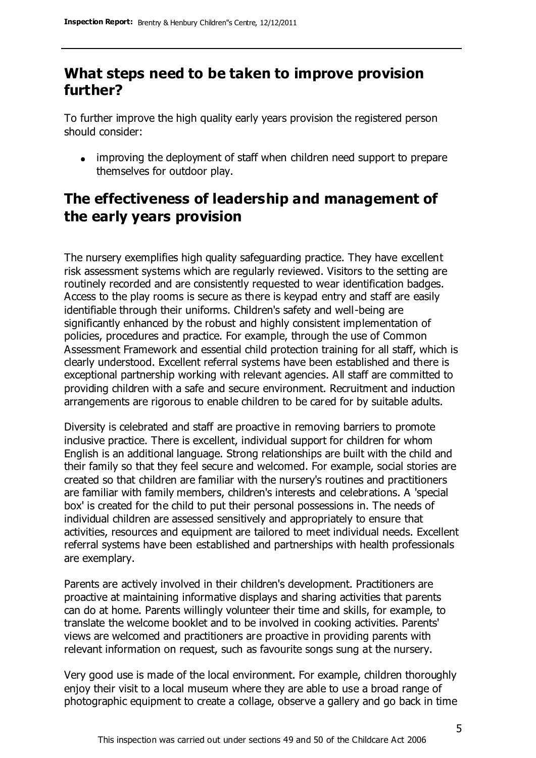## What steps need to be taken to improve provision further?

To further improve the high quality early years provision the registered person should consider:

- improving the deployment of staff when children need support to prepare themselves for outdoor play.

## The effectiveness of leadership and management of the early years provision

The nursery exemplifies high quality safeguarding practice. They have excellent risk assessment systems which are regularly reviewed. Visitors to the setting are routinely recorded and are consistently requested to wear identification badges. Access to the play rooms is secure as there is keypad entry and staff are easily identifiable through their uniforms. Children's safety and well-being are significantly enhanced by the robust and highly consistent implementation of policies, procedures and practice. For example, through the use of Common Assessment Framework and essential child protection training for all staff, which is clearly understood. Excellent referral systems have been established and there is exceptional partnership working with relevant agencies. All staff are committed to providing children with a safe and secure environment. Recruitment and induction arrangements are rigorous to enable children to be cared for by suitable adults.

Diversity is celebrated and staff are proactive in removing barriers to promote inclusive practice. There is excellent, individual support for children for whom English is an additional language. Strong relationships are built with the child and their family so that they feel secure and welcomed. For example, social stories are created so that children are familiar with the nursery's routines and practitioners are familiar with family members, children's interests and celebrations. A 'special box' is created for the child to put their personal possessions in. The needs of individual children are assessed sensitively and appropriately to ensure that activities, resources and equipment are tailored to meet individual needs. Excellent referral systems have been established and partnerships with health professionals are exemplary.

Parents are actively involved in their children's development. Practitioners are proactive at maintaining informative displays and sharing activities that parents can do at home. Parents willingly volunteer their time and skills, for example, to translate the welcome booklet and to be involved in cooking activities. Parents' views are welcomed and practitioners are proactive in providing parents with relevant information on request, such as favourite songs sung at the nursery.

Very good use is made of the local environment. For example, children thoroughly enjoy their visit to a local museum where they are able to use a broad range of photographic equipment to create a collage, observe a gallery and go back in time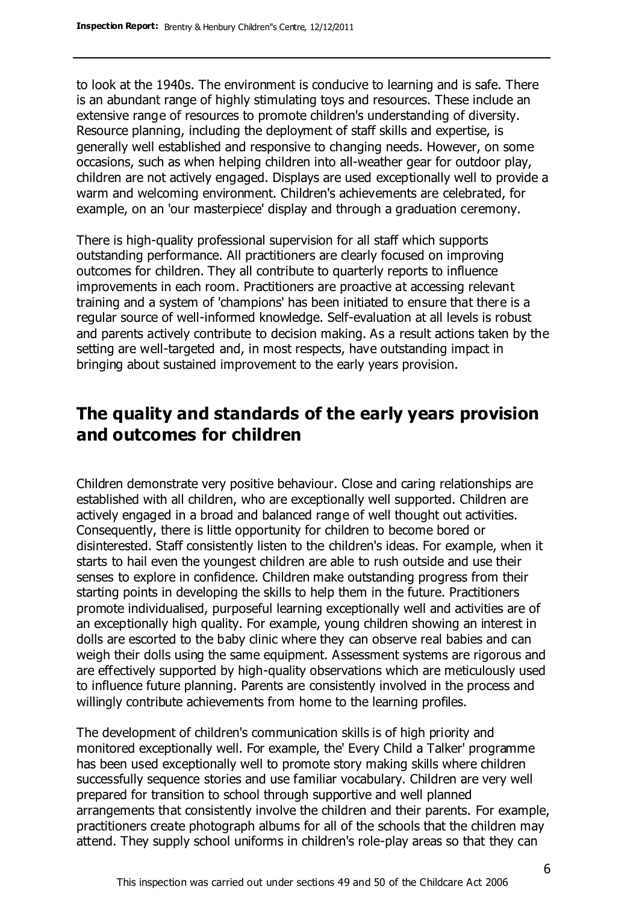to look at the 1940s. The environment is conducive to learning and is safe. There is an abundant range of highly stimulating toys and resources. These include an extensive range of resources to promote children's understanding of diversity. Resource planning, including the deployment of staff skills and expertise, is generally well established and responsive to changing needs. However, on some occasions, such as when helping children into all-weather gear for outdoor play, children are not actively engaged. Displays are used exceptionally well to provide a warm and welcoming environment. Children's achievements are celebrated, for example, on an 'our masterpiece' display and through a graduation ceremony.

There is high-quality professional supervision for all staff which supports outstanding performance. All practitioners are clearly focused on improving outcomes for children. They all contribute to quarterly reports to influence improvements in each room. Practitioners are proactive at accessing relevant training and a system of 'champions' has been initiated to ensure that there is a regular source of well-informed knowledge. Self-evaluation at all levels is robust and parents actively contribute to decision making. As a result actions taken by the setting are well-targeted and, in most respects, have outstanding impact in bringing about sustained improvement to the early years provision.

## The quality and standards of the early years provision and outcomes for children

Children demonstrate very positive behaviour. Close and caring relationships are established with all children, who are exceptionally well supported. Children are actively engaged in a broad and balanced range of well thought out activities. Consequently, there is little opportunity for children to become bored or disinterested. Staff consistently listen to the children's ideas. For example, when it starts to hail even the youngest children are able to rush outside and use their senses to explore in confidence. Children make outstanding progress from their starting points in developing the skills to help them in the future. Practitioners promote individualised, purposeful learning exceptionally well and activities are of an exceptionally high quality. For example, young children showing an interest in dolls are escorted to the baby clinic where they can observe real babies and can weigh their dolls using the same equipment. Assessment systems are rigorous and are effectively supported by high-quality observations which are meticulously used to influence future planning. Parents are consistently involved in the process and willingly contribute achievements from home to the learning profiles.

The development of children's communication skills is of high priority and monitored exceptionally well. For example, the' Every Child a Talker' programme has been used exceptionally well to promote story making skills where children successfully sequence stories and use familiar vocabulary. Children are very well prepared for transition to school through supportive and well planned arrangements that consistently involve the children and their parents. For example, practitioners create photograph albums for all of the schools that the children may attend. They supply school uniforms in children's role-play areas so that they can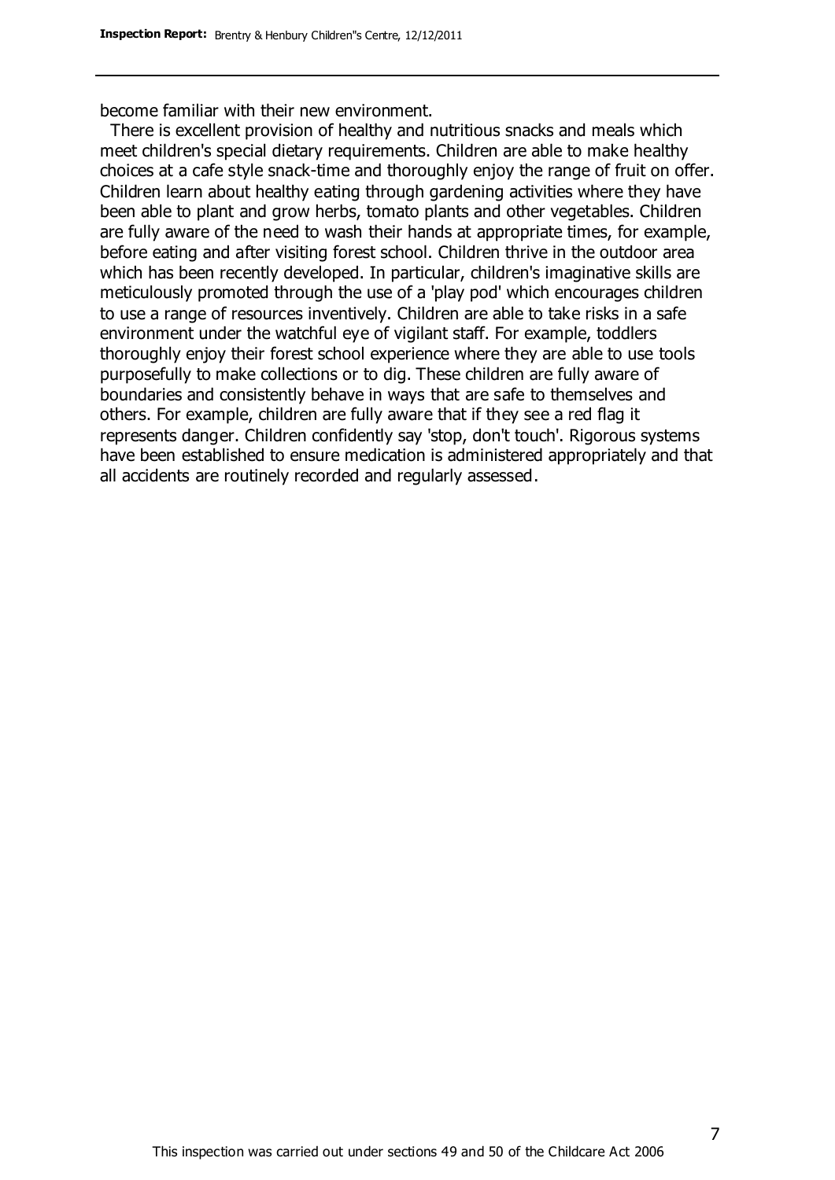become familiar with their new environment.

There is excellent provision of healthy and nutritious snacks and meals which meet children's special dietary requirements. Children are able to make healthy choices at a cafe style snack-time and thoroughly enjoy the range of fruit on offer. Children learn about healthy eating through gardening activities where they have been able to plant and grow herbs, tomato plants and other vegetables. Children are fully aware of the need to wash their hands at appropriate times, for example, before eating and after visiting forest school. Children thrive in the outdoor area which has been recently developed. In particular, children's imaginative skills are meticulously promoted through the use of a 'play pod' which encourages children to use a range of resources inventively. Children are able to take risks in a safe environment under the watchful eye of vigilant staff. For example, toddlers thoroughly enjoy their forest school experience where they are able to use tools purposefully to make collections or to dig. These children are fully aware of boundaries and consistently behave in ways that are safe to themselves and others. For example, children are fully aware that if they see a red flag it represents danger. Children confidently say 'stop, don't touch'. Rigorous systems have been established to ensure medication is administered appropriately and that all accidents are routinely recorded and regularly assessed.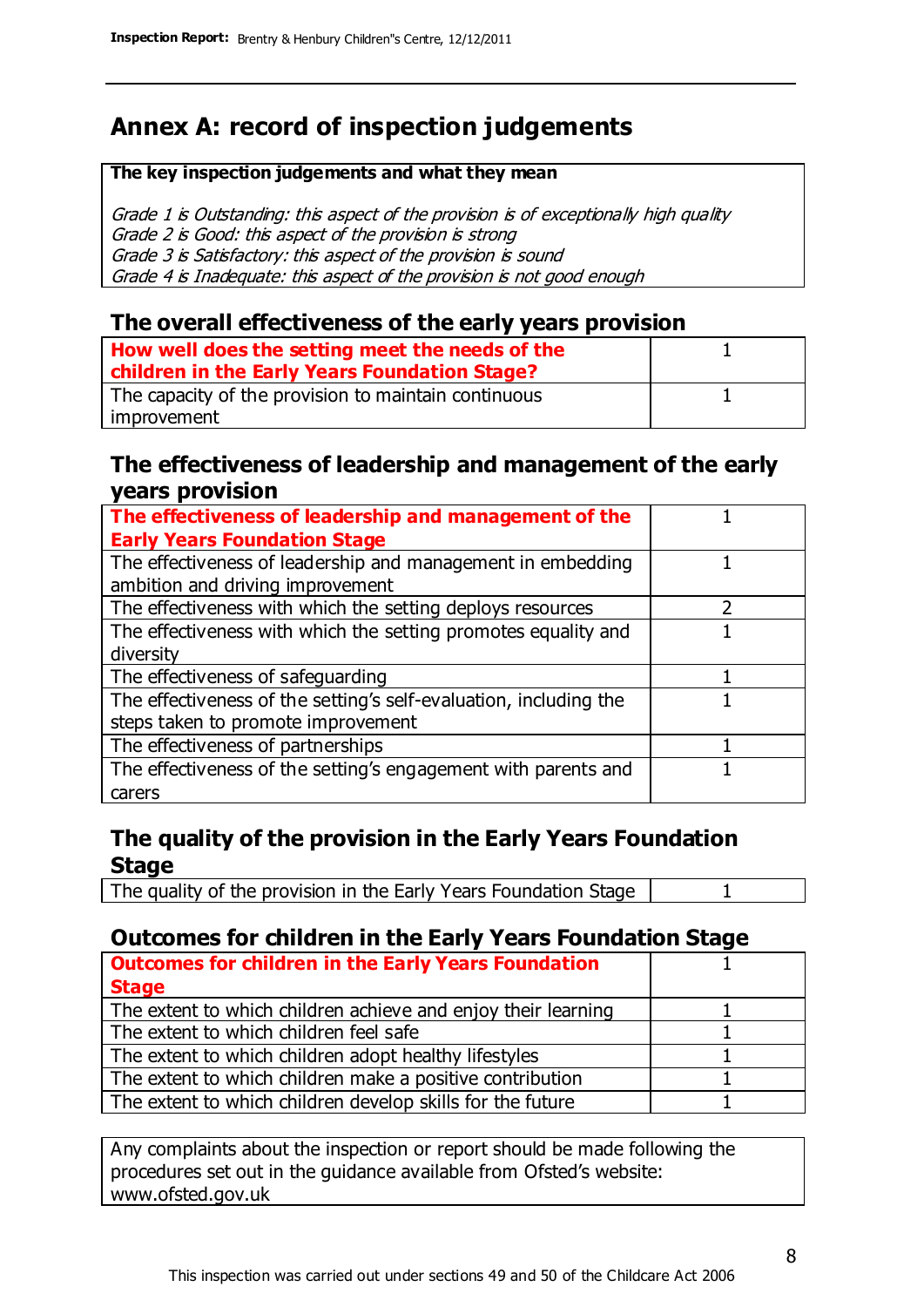# Annex A: record of inspection judgements

**The key inspection judgements and what they mean**

*Grade 1 is Outstanding: this aspect of the provision is of exceptionally high quality*
*Grade 2 is Good: this aspect of the provision is strong*
*Grade 3 is Satisfactory: this aspect of the provision is sound*
*Grade 4 is Inadequate: this aspect of the provision is not good enough*

## The overall effectiveness of the early years provision

| | |
|---|---|
| **How well does the setting meet the needs of the children in the Early Years Foundation Stage?** | 1 |
| The capacity of the provision to maintain continuous improvement | 1 |

## The effectiveness of leadership and management of the early years provision

| | |
|---|---|
| **The effectiveness of leadership and management of the Early Years Foundation Stage** | 1 |
| The effectiveness of leadership and management in embedding ambition and driving improvement | 1 |
| The effectiveness with which the setting deploys resources | 2 |
| The effectiveness with which the setting promotes equality and diversity | 1 |
| The effectiveness of safeguarding | 1 |
| The effectiveness of the setting's self-evaluation, including the steps taken to promote improvement | 1 |
| The effectiveness of partnerships | 1 |
| The effectiveness of the setting's engagement with parents and carers | 1 |

## The quality of the provision in the Early Years Foundation Stage

| | |
|---|---|
| The quality of the provision in the Early Years Foundation Stage | 1 |

## Outcomes for children in the Early Years Foundation Stage

| | |
|---|---|
| **Outcomes for children in the Early Years Foundation Stage** | 1 |
| The extent to which children achieve and enjoy their learning | 1 |
| The extent to which children feel safe | 1 |
| The extent to which children adopt healthy lifestyles | 1 |
| The extent to which children make a positive contribution | 1 |
| The extent to which children develop skills for the future | 1 |

Any complaints about the inspection or report should be made following the procedures set out in the guidance available from Ofsted's website: www.ofsted.gov.uk

This inspection was carried out under sections 49 and 50 of the Childcare Act 2006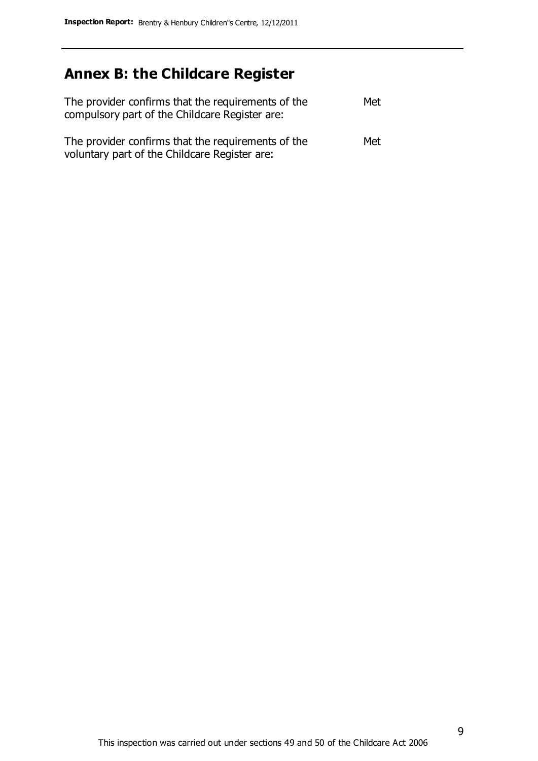## Annex B: the Childcare Register

| | |
|---|---|
| The provider confirms that the requirements of the compulsory part of the Childcare Register are: | Met |
| The provider confirms that the requirements of the voluntary part of the Childcare Register are: | Met |

This inspection was carried out under sections 49 and 50 of the Childcare Act 2006